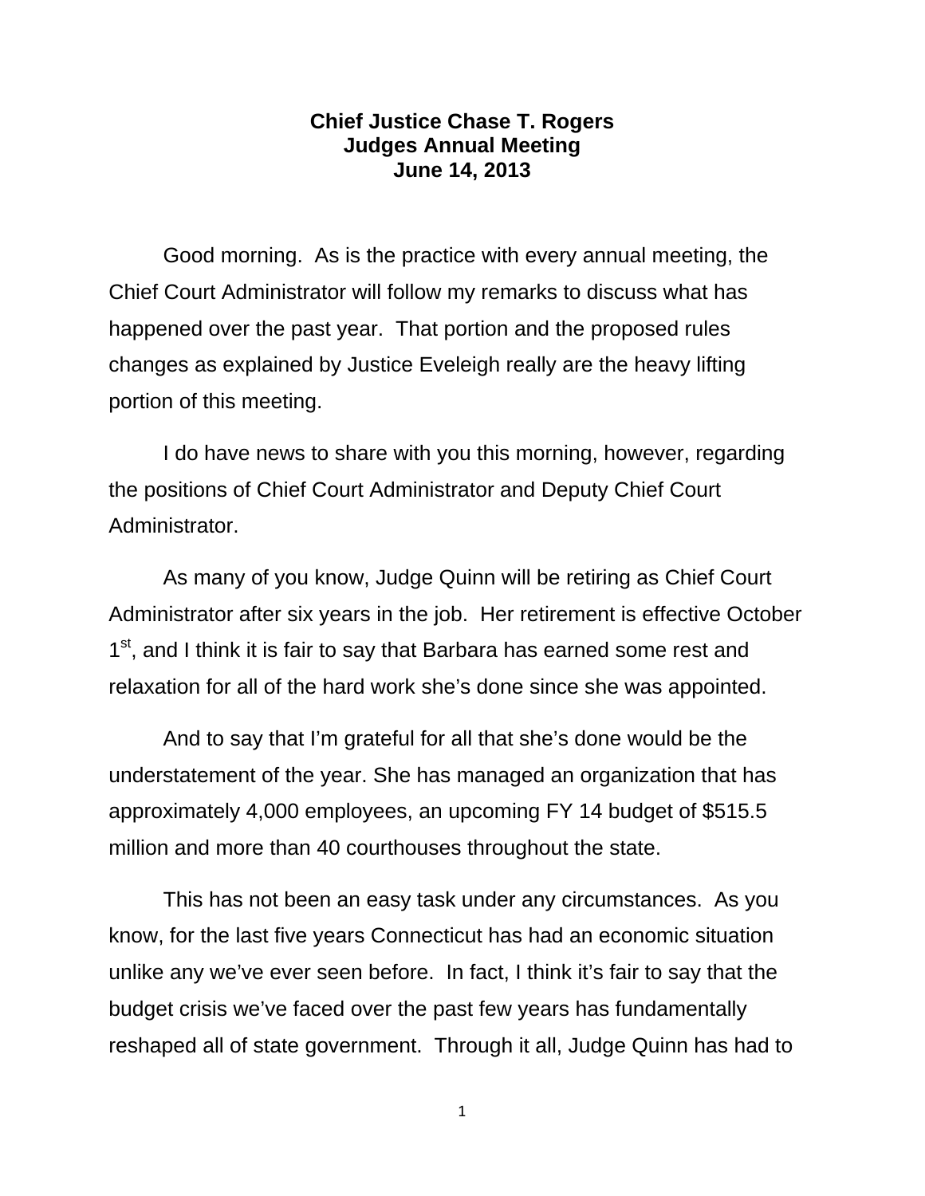# Chief Justice Chase T. Rogers
## Judges Annual Meeting
## June 14, 2013

Good morning. As is the practice with every annual meeting, the Chief Court Administrator will follow my remarks to discuss what has happened over the past year. That portion and the proposed rules changes as explained by Justice Eveleigh really are the heavy lifting portion of this meeting.

I do have news to share with you this morning, however, regarding the positions of Chief Court Administrator and Deputy Chief Court Administrator.

As many of you know, Judge Quinn will be retiring as Chief Court Administrator after six years in the job. Her retirement is effective October 1st, and I think it is fair to say that Barbara has earned some rest and relaxation for all of the hard work she's done since she was appointed.

And to say that I'm grateful for all that she's done would be the understatement of the year. She has managed an organization that has approximately 4,000 employees, an upcoming FY 14 budget of $515.5 million and more than 40 courthouses throughout the state.

This has not been an easy task under any circumstances. As you know, for the last five years Connecticut has had an economic situation unlike any we've ever seen before. In fact, I think it's fair to say that the budget crisis we've faced over the past few years has fundamentally reshaped all of state government. Through it all, Judge Quinn has had to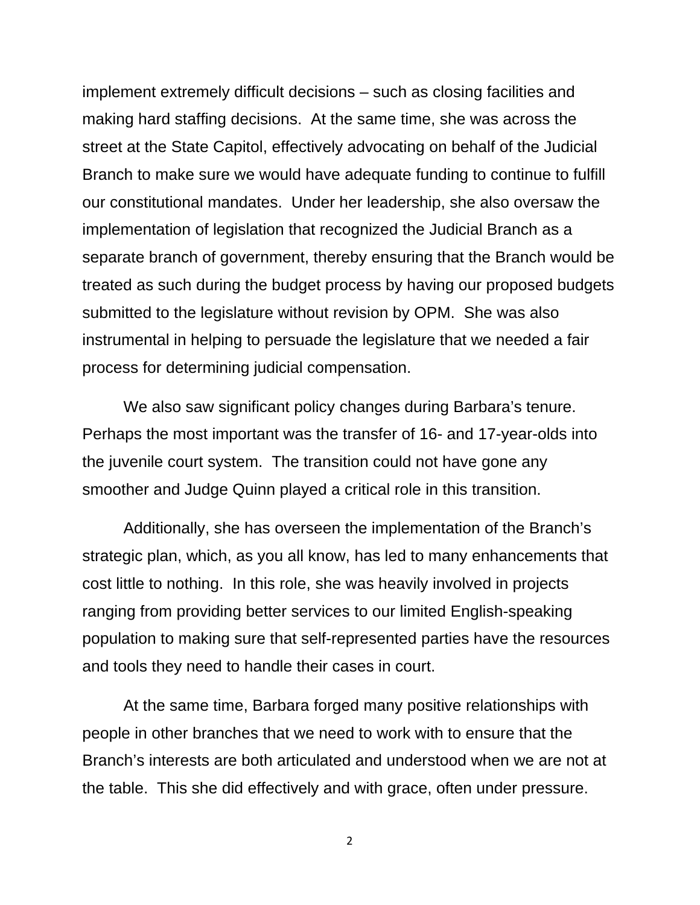implement extremely difficult decisions – such as closing facilities and making hard staffing decisions. At the same time, she was across the street at the State Capitol, effectively advocating on behalf of the Judicial Branch to make sure we would have adequate funding to continue to fulfill our constitutional mandates. Under her leadership, she also oversaw the implementation of legislation that recognized the Judicial Branch as a separate branch of government, thereby ensuring that the Branch would be treated as such during the budget process by having our proposed budgets submitted to the legislature without revision by OPM. She was also instrumental in helping to persuade the legislature that we needed a fair process for determining judicial compensation.

We also saw significant policy changes during Barbara's tenure. Perhaps the most important was the transfer of 16- and 17-year-olds into the juvenile court system. The transition could not have gone any smoother and Judge Quinn played a critical role in this transition.

Additionally, she has overseen the implementation of the Branch's strategic plan, which, as you all know, has led to many enhancements that cost little to nothing. In this role, she was heavily involved in projects ranging from providing better services to our limited English-speaking population to making sure that self-represented parties have the resources and tools they need to handle their cases in court.

At the same time, Barbara forged many positive relationships with people in other branches that we need to work with to ensure that the Branch's interests are both articulated and understood when we are not at the table. This she did effectively and with grace, often under pressure.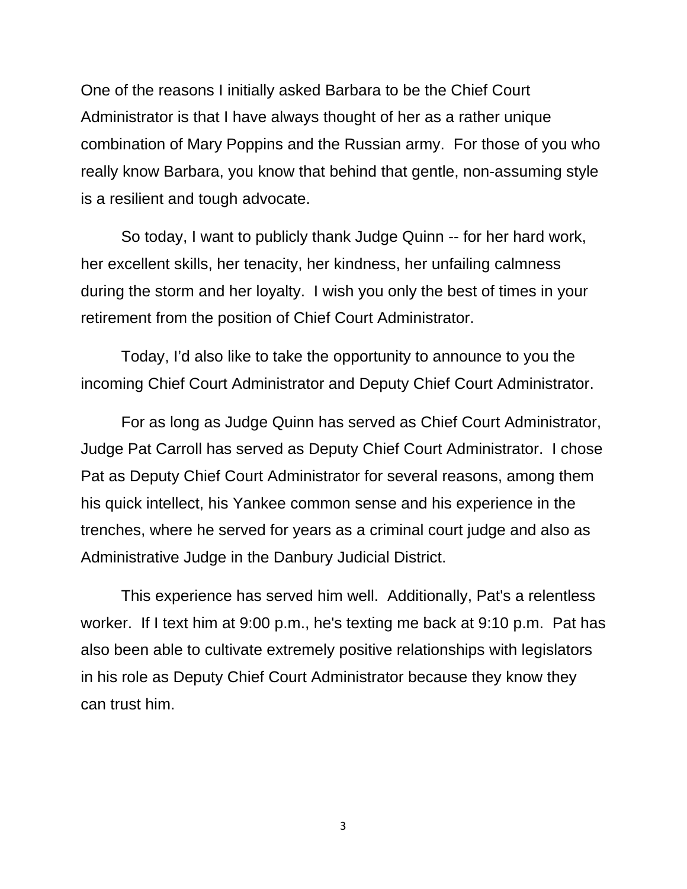One of the reasons I initially asked Barbara to be the Chief Court Administrator is that I have always thought of her as a rather unique combination of Mary Poppins and the Russian army. For those of you who really know Barbara, you know that behind that gentle, non-assuming style is a resilient and tough advocate.

So today, I want to publicly thank Judge Quinn -- for her hard work, her excellent skills, her tenacity, her kindness, her unfailing calmness during the storm and her loyalty. I wish you only the best of times in your retirement from the position of Chief Court Administrator.

Today, I'd also like to take the opportunity to announce to you the incoming Chief Court Administrator and Deputy Chief Court Administrator.

For as long as Judge Quinn has served as Chief Court Administrator, Judge Pat Carroll has served as Deputy Chief Court Administrator. I chose Pat as Deputy Chief Court Administrator for several reasons, among them his quick intellect, his Yankee common sense and his experience in the trenches, where he served for years as a criminal court judge and also as Administrative Judge in the Danbury Judicial District.

This experience has served him well. Additionally, Pat's a relentless worker. If I text him at 9:00 p.m., he's texting me back at 9:10 p.m. Pat has also been able to cultivate extremely positive relationships with legislators in his role as Deputy Chief Court Administrator because they know they can trust him.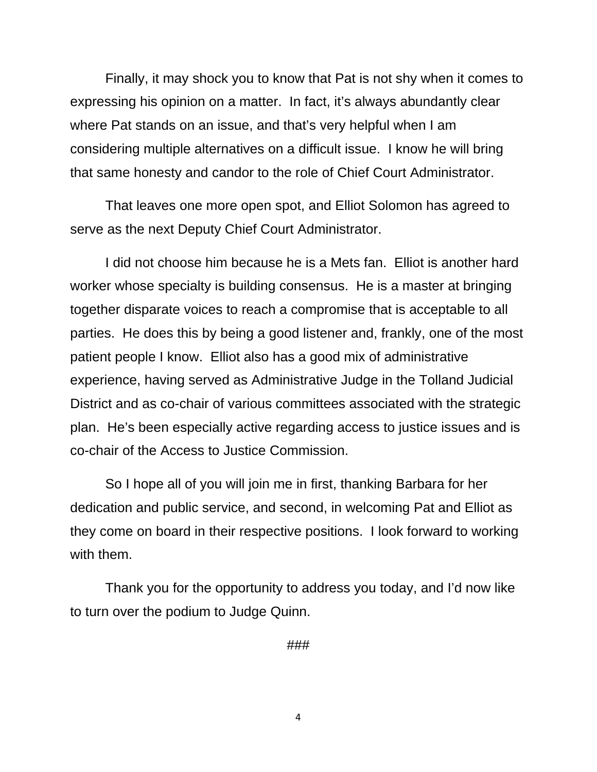Finally, it may shock you to know that Pat is not shy when it comes to expressing his opinion on a matter. In fact, it's always abundantly clear where Pat stands on an issue, and that's very helpful when I am considering multiple alternatives on a difficult issue. I know he will bring that same honesty and candor to the role of Chief Court Administrator.

That leaves one more open spot, and Elliot Solomon has agreed to serve as the next Deputy Chief Court Administrator.

I did not choose him because he is a Mets fan. Elliot is another hard worker whose specialty is building consensus. He is a master at bringing together disparate voices to reach a compromise that is acceptable to all parties. He does this by being a good listener and, frankly, one of the most patient people I know. Elliot also has a good mix of administrative experience, having served as Administrative Judge in the Tolland Judicial District and as co-chair of various committees associated with the strategic plan. He's been especially active regarding access to justice issues and is co-chair of the Access to Justice Commission.

So I hope all of you will join me in first, thanking Barbara for her dedication and public service, and second, in welcoming Pat and Elliot as they come on board in their respective positions. I look forward to working with them.

Thank you for the opportunity to address you today, and I'd now like to turn over the podium to Judge Quinn.

###